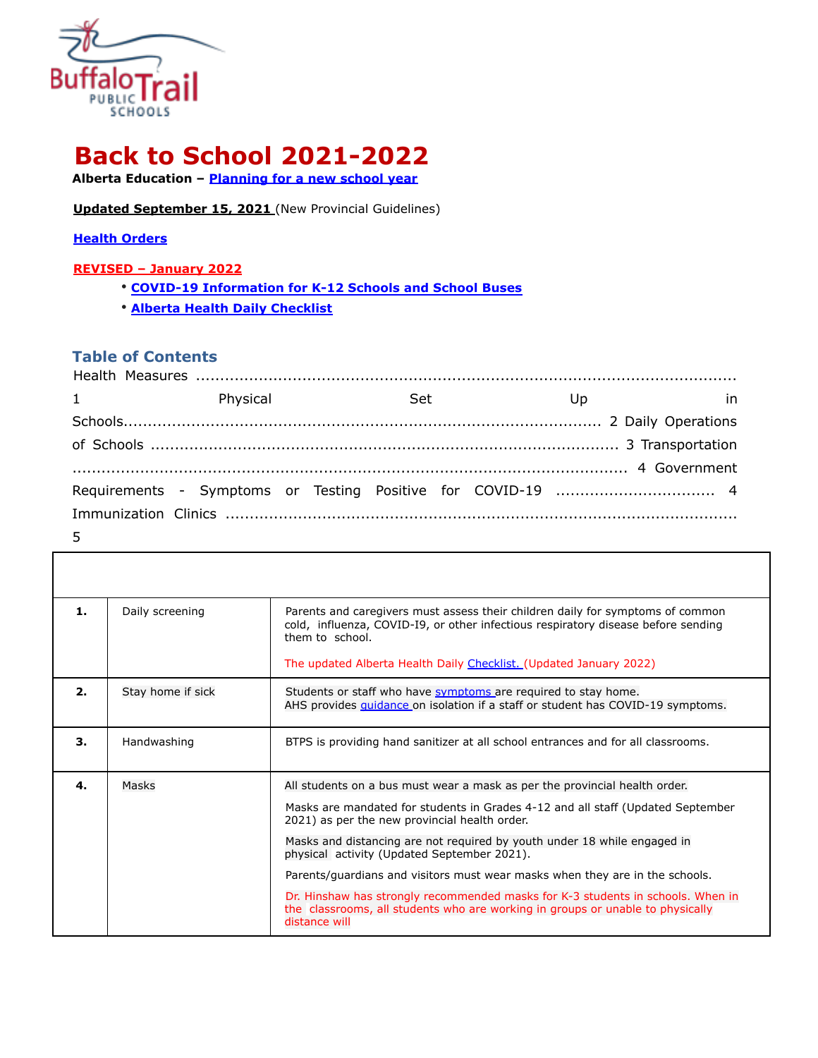# Back to School 2021-2022

**Alberta Education – Planning for a new school year**

**Updated September 15, 2021** (New Provincial Guidelines)

**Health Orders**

**REVISED – January 2022**

- **COVID-19 Information for K-12 Schools and School Buses**
- **Alberta Health Daily Checklist**

## Table of Contents

Health Measures ........................................................................................................ 1
Physical Set Up in Schools.................................................................................... 2
Daily Operations of Schools ................................................................................ 3
Transportation ......................................................................................................... 4
Government Requirements - Symptoms or Testing Positive for COVID-19 ................................ 4
Immunization Clinics ......................................................................................... 5

| | | |
|---|---|---|
| **1.** | Daily screening | Parents and caregivers must assess their children daily for symptoms of common cold, influenza, COVID-I9, or other infectious respiratory disease before sending them to school.<br><br>The updated Alberta Health Daily Checklist. (Updated January 2022) |
| **2.** | Stay home if sick | Students or staff who have symptoms are required to stay home.<br>AHS provides guidance on isolation if a staff or student has COVID-19 symptoms. |
| **3.** | Handwashing | BTPS is providing hand sanitizer at all school entrances and for all classrooms. |
| **4.** | Masks | All students on a bus must wear a mask as per the provincial health order.<br><br>Masks are mandated for students in Grades 4-12 and all staff (Updated September 2021) as per the new provincial health order.<br><br>Masks and distancing are not required by youth under 18 while engaged in physical activity (Updated September 2021).<br><br>Parents/guardians and visitors must wear masks when they are in the schools.<br><br>Dr. Hinshaw has strongly recommended masks for K-3 students in schools. When in the classrooms, all students who are working in groups or unable to physically distance will |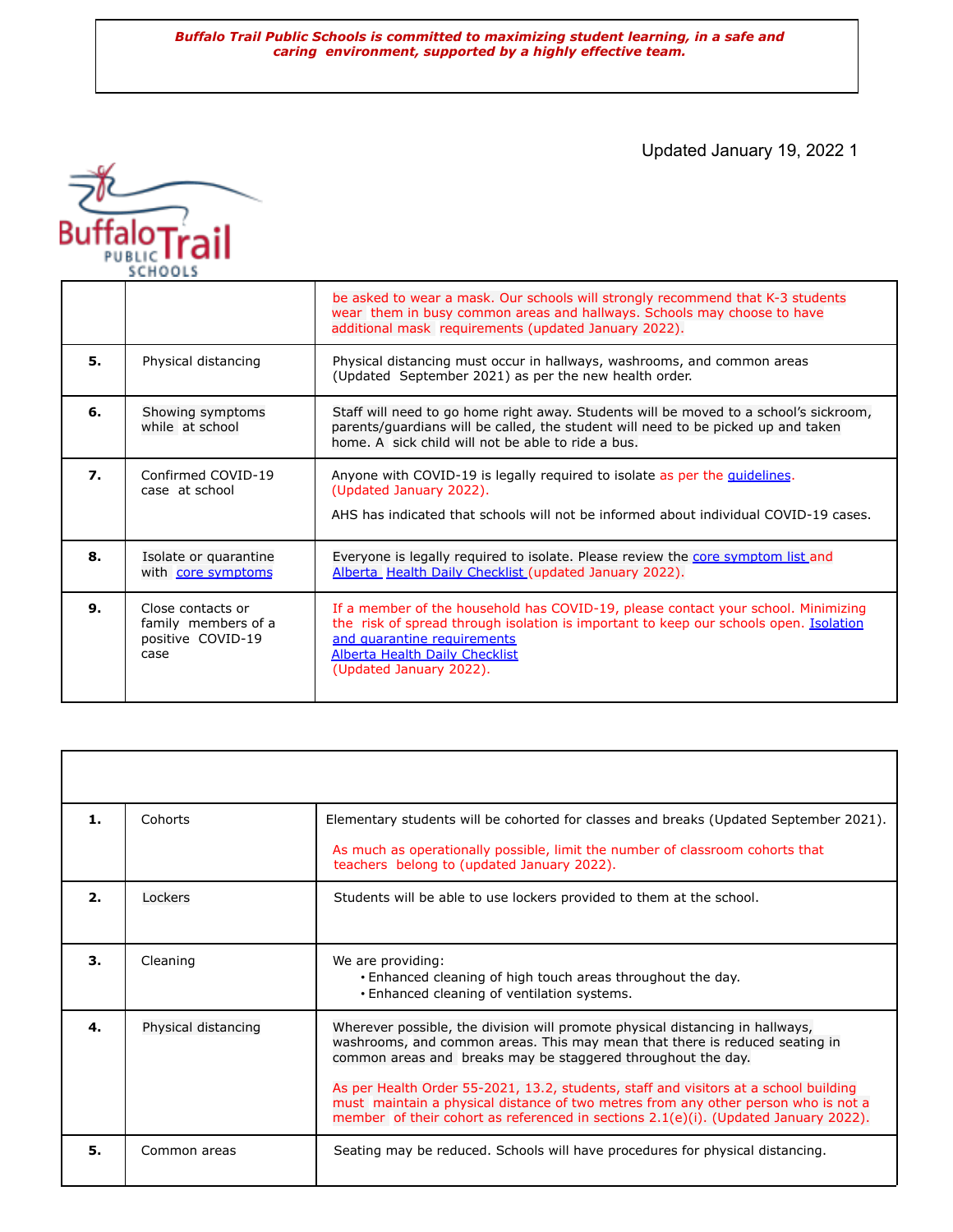*Buffalo Trail Public Schools is committed to maximizing student learning, in a safe and caring environment, supported by a highly effective team.*

Updated January 19, 2022

| | | |
|---|---|---|
| | | be asked to wear a mask. Our schools will strongly recommend that K-3 students wear them in busy common areas and hallways. Schools may choose to have additional mask requirements (updated January 2022). |
| **5.** | Physical distancing | Physical distancing must occur in hallways, washrooms, and common areas (Updated September 2021) as per the new health order. |
| **6.** | Showing symptoms while at school | Staff will need to go home right away. Students will be moved to a school's sickroom, parents/guardians will be called, the student will need to be picked up and taken home. A sick child will not be able to ride a bus. |
| **7.** | Confirmed COVID-19 case at school | Anyone with COVID-19 is legally required to isolate as per the guidelines. (Updated January 2022).<br><br>AHS has indicated that schools will not be informed about individual COVID-19 cases. |
| **8.** | Isolate or quarantine with core symptoms | Everyone is legally required to isolate. Please review the core symptom list and Alberta Health Daily Checklist (updated January 2022). |
| **9.** | Close contacts or family members of a positive COVID-19 case | If a member of the household has COVID-19, please contact your school. Minimizing the risk of spread through isolation is important to keep our schools open. Isolation and quarantine requirements<br>Alberta Health Daily Checklist<br>(Updated January 2022). |

| | | |
|---|---|---|
| **1.** | Cohorts | Elementary students will be cohorted for classes and breaks (Updated September 2021).<br><br>As much as operationally possible, limit the number of classroom cohorts that teachers belong to (updated January 2022). |
| **2.** | Lockers | Students will be able to use lockers provided to them at the school. |
| **3.** | Cleaning | We are providing:<br>• Enhanced cleaning of high touch areas throughout the day.<br>• Enhanced cleaning of ventilation systems. |
| **4.** | Physical distancing | Wherever possible, the division will promote physical distancing in hallways, washrooms, and common areas. This may mean that there is reduced seating in common areas and breaks may be staggered throughout the day.<br><br>As per Health Order 55-2021, 13.2, students, staff and visitors at a school building must maintain a physical distance of two metres from any other person who is not a member of their cohort as referenced in sections 2.1(e)(i). (Updated January 2022). |
| **5.** | Common areas | Seating may be reduced. Schools will have procedures for physical distancing. |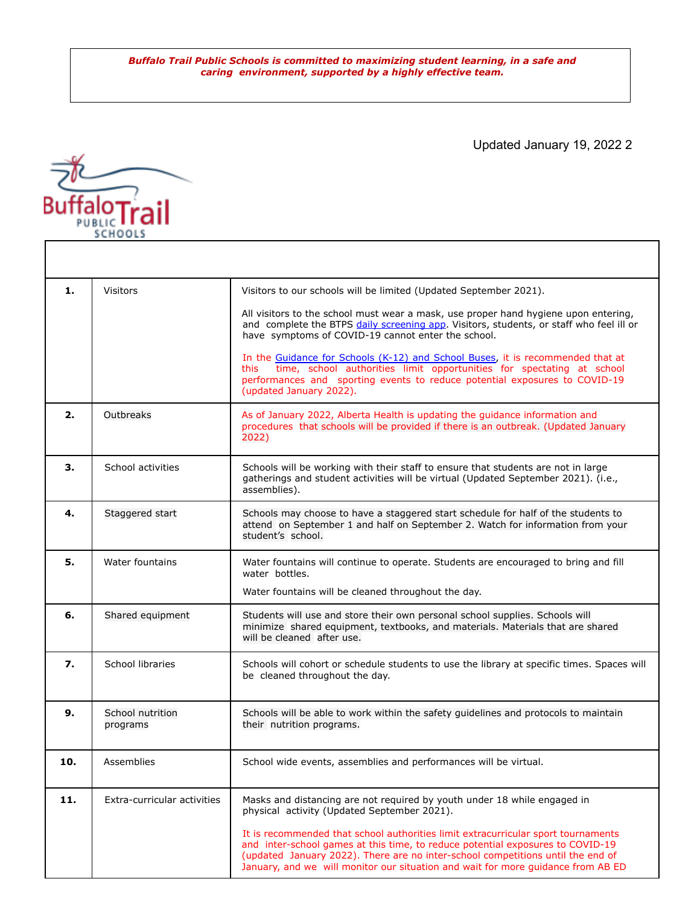*Buffalo Trail Public Schools is committed to maximizing student learning, in a safe and caring environment, supported by a highly effective team.*

Updated January 19, 2022 2

| | | |
|---|---|---|
| **1.** | Visitors | Visitors to our schools will be limited (Updated September 2021).<br><br>All visitors to the school must wear a mask, use proper hand hygiene upon entering, and complete the BTPS daily screening app. Visitors, students, or staff who feel ill or have symptoms of COVID-19 cannot enter the school.<br><br>In the Guidance for Schools (K-12) and School Buses, it is recommended that at this time, school authorities limit opportunities for spectating at school performances and sporting events to reduce potential exposures to COVID-19 (updated January 2022). |
| **2.** | Outbreaks | As of January 2022, Alberta Health is updating the guidance information and procedures that schools will be provided if there is an outbreak. (Updated January 2022) |
| **3.** | School activities | Schools will be working with their staff to ensure that students are not in large gatherings and student activities will be virtual (Updated September 2021). (i.e., assemblies). |
| **4.** | Staggered start | Schools may choose to have a staggered start schedule for half of the students to attend on September 1 and half on September 2. Watch for information from your student's school. |
| **5.** | Water fountains | Water fountains will continue to operate. Students are encouraged to bring and fill water bottles.<br><br>Water fountains will be cleaned throughout the day. |
| **6.** | Shared equipment | Students will use and store their own personal school supplies. Schools will minimize shared equipment, textbooks, and materials. Materials that are shared will be cleaned after use. |
| **7.** | School libraries | Schools will cohort or schedule students to use the library at specific times. Spaces will be cleaned throughout the day. |
| **9.** | School nutrition programs | Schools will be able to work within the safety guidelines and protocols to maintain their nutrition programs. |
| **10.** | Assemblies | School wide events, assemblies and performances will be virtual. |
| **11.** | Extra-curricular activities | Masks and distancing are not required by youth under 18 while engaged in physical activity (Updated September 2021).<br><br>It is recommended that school authorities limit extracurricular sport tournaments and inter-school games at this time, to reduce potential exposures to COVID-19 (updated January 2022). There are no inter-school competitions until the end of January, and we will monitor our situation and wait for more guidance from AB ED |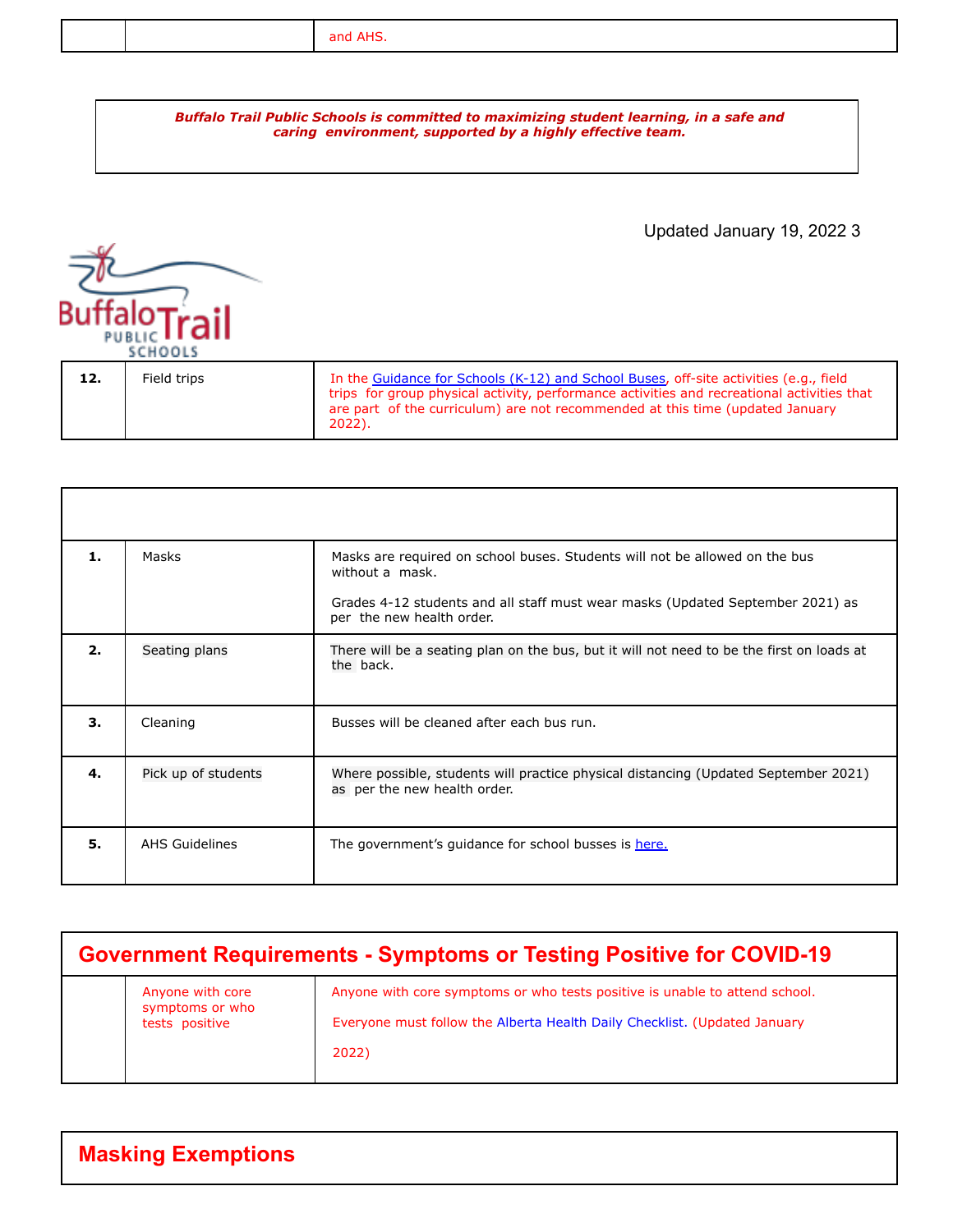| | | and AHS. |
|---|---|---|

*Buffalo Trail Public Schools is committed to maximizing student learning, in a safe and caring environment, supported by a highly effective team.*

Updated January 19, 2022

| 12. | Field trips | In the Guidance for Schools (K-12) and School Buses, off-site activities (e.g., field trips for group physical activity, performance activities and recreational activities that are part of the curriculum) are not recommended at this time (updated January 2022). |
|---|---|---|

| | | |
|---|---|---|
| **1.** | Masks | Masks are required on school buses. Students will not be allowed on the bus without a mask.<br><br>Grades 4-12 students and all staff must wear masks (Updated September 2021) as per the new health order. |
| **2.** | Seating plans | There will be a seating plan on the bus, but it will not need to be the first on loads at the back. |
| **3.** | Cleaning | Busses will be cleaned after each bus run. |
| **4.** | Pick up of students | Where possible, students will practice physical distancing (Updated September 2021) as per the new health order. |
| **5.** | AHS Guidelines | The government's guidance for school busses is here. |

## Government Requirements - Symptoms or Testing Positive for COVID-19

| | | |
|---|---|---|
| | Anyone with core symptoms or who tests positive | Anyone with core symptoms or who tests positive is unable to attend school.<br><br>Everyone must follow the Alberta Health Daily Checklist. (Updated January 2022) |

## Masking Exemptions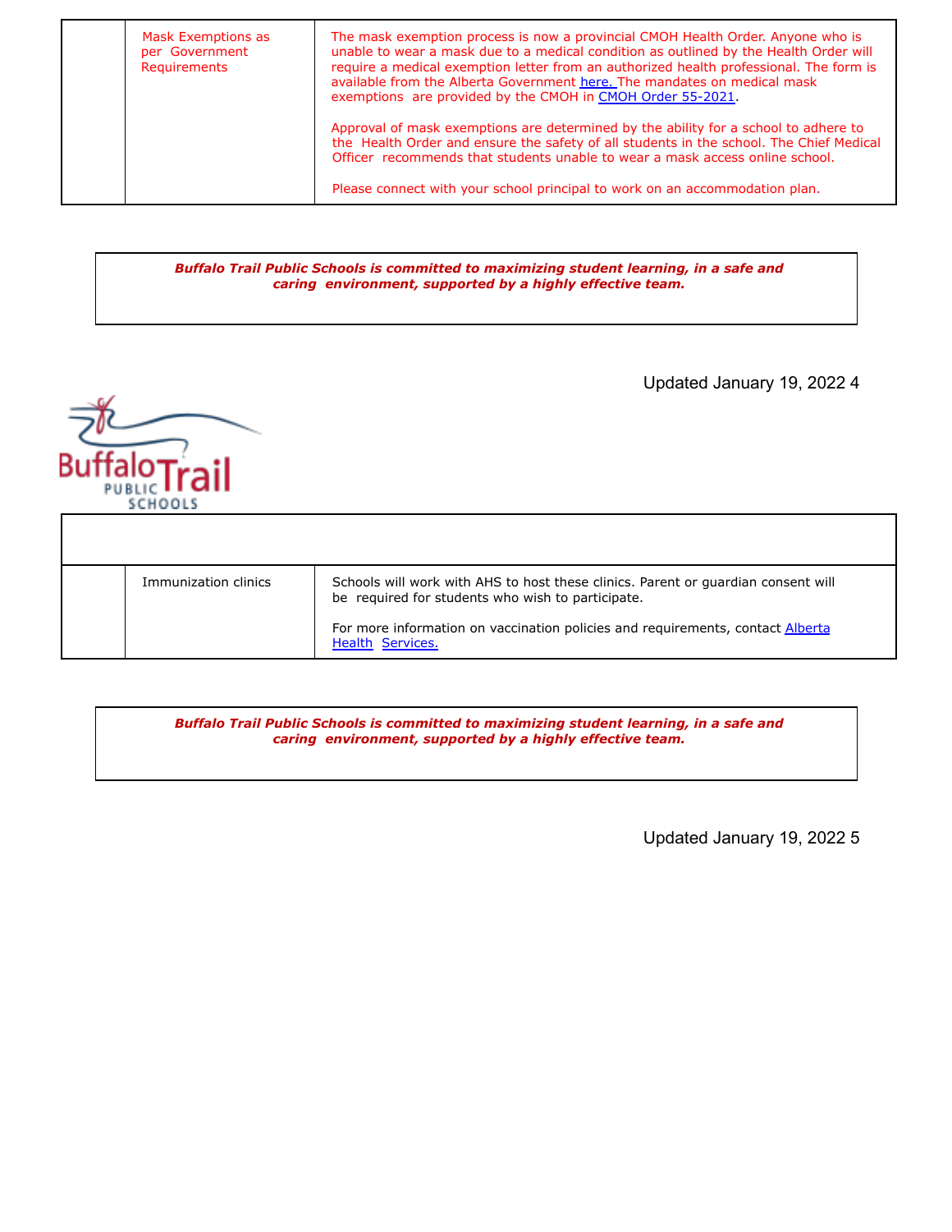| | | |
|---|---|---|
| | Mask Exemptions as per Government Requirements | The mask exemption process is now a provincial CMOH Health Order. Anyone who is unable to wear a mask due to a medical condition as outlined by the Health Order will require a medical exemption letter from an authorized health professional. The form is available from the Alberta Government here. The mandates on medical mask exemptions are provided by the CMOH in CMOH Order 55-2021.<br><br>Approval of mask exemptions are determined by the ability for a school to adhere to the Health Order and ensure the safety of all students in the school. The Chief Medical Officer recommends that students unable to wear a mask access online school.<br><br>Please connect with your school principal to work on an accommodation plan. |

***Buffalo Trail Public Schools is committed to maximizing student learning, in a safe and caring environment, supported by a highly effective team.***

Updated January 19, 2022

| | | |
|---|---|---|
| | Immunization clinics | Schools will work with AHS to host these clinics. Parent or guardian consent will be required for students who wish to participate.<br><br>For more information on vaccination policies and requirements, contact Alberta Health Services. |

***Buffalo Trail Public Schools is committed to maximizing student learning, in a safe and caring environment, supported by a highly effective team.***

Updated January 19, 2022